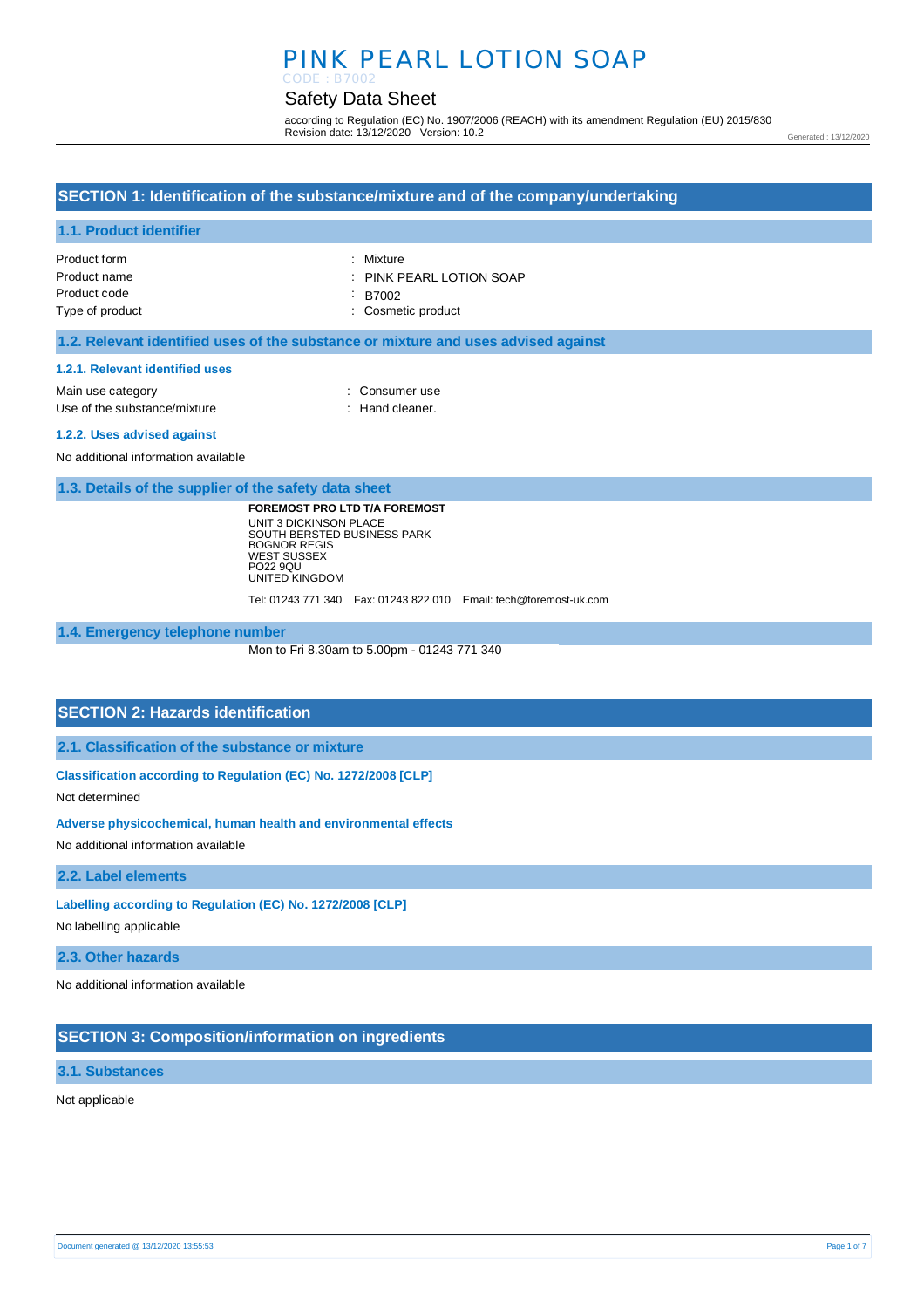# PINK PEARL LOTION SOAP

CODE : B7002

## Safety Data Sheet

according to Regulation (EC) No. 1907/2006 (REACH) with its amendment Regulation (EU) 2015/830
Revision date: 13/12/2020 Version: 10.2

Generated : 13/12/2020

## SECTION 1: Identification of the substance/mixture and of the company/undertaking

### 1.1. Product identifier

| | |
|---|---|
| Product form | : Mixture |
| Product name | : PINK PEARL LOTION SOAP |
| Product code | : B7002 |
| Type of product | : Cosmetic product |

### 1.2. Relevant identified uses of the substance or mixture and uses advised against

#### 1.2.1. Relevant identified uses

| | |
|---|---|
| Main use category | : Consumer use |
| Use of the substance/mixture | : Hand cleaner. |

#### 1.2.2. Uses advised against

No additional information available

### 1.3. Details of the supplier of the safety data sheet

**FOREMOST PRO LTD T/A FOREMOST**
UNIT 3 DICKINSON PLACE
SOUTH BERSTED BUSINESS PARK
BOGNOR REGIS
WEST SUSSEX
PO22 9QU
UNITED KINGDOM

Tel: 01243 771 340 Fax: 01243 822 010 Email: tech@foremost-uk.com

### 1.4. Emergency telephone number

Mon to Fri 8.30am to 5.00pm - 01243 771 340

## SECTION 2: Hazards identification

### 2.1. Classification of the substance or mixture

#### Classification according to Regulation (EC) No. 1272/2008 [CLP]

Not determined

#### Adverse physicochemical, human health and environmental effects

No additional information available

### 2.2. Label elements

#### Labelling according to Regulation (EC) No. 1272/2008 [CLP]

No labelling applicable

### 2.3. Other hazards

No additional information available

## SECTION 3: Composition/information on ingredients

### 3.1. Substances

Not applicable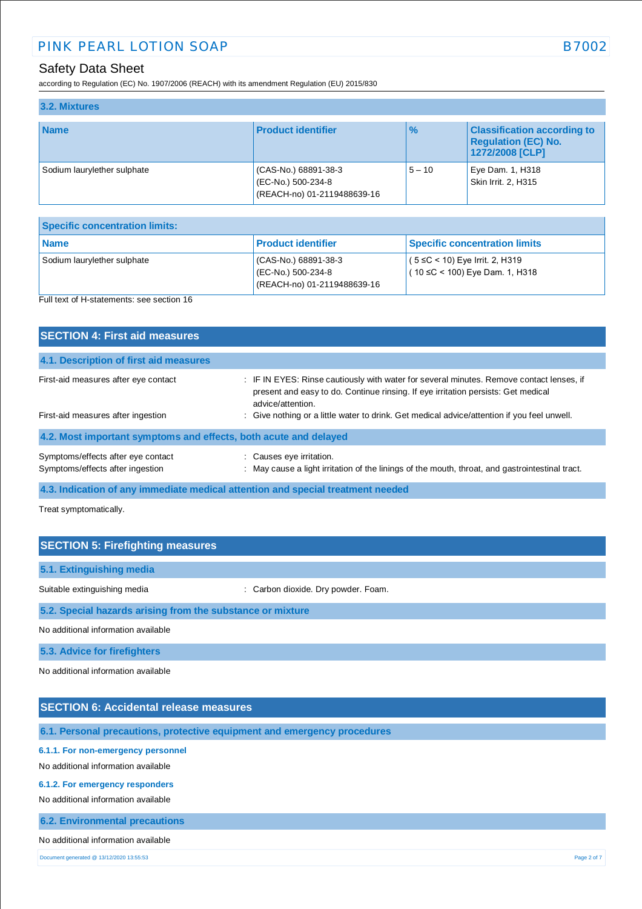### 3.2. Mixtures

| Name | Product identifier | % | Classification according to Regulation (EC) No. 1272/2008 [CLP] |
| --- | --- | --- | --- |
| Sodium laurylether sulphate | (CAS-No.) 68891-38-3<br>(EC-No.) 500-234-8<br>(REACH-no) 01-2119488639-16 | 5 – 10 | Eye Dam. 1, H318<br>Skin Irrit. 2, H315 |

| Specific concentration limits: | | |
| --- | --- | --- |
| **Name** | **Product identifier** | **Specific concentration limits** |
| Sodium laurylether sulphate | (CAS-No.) 68891-38-3<br>(EC-No.) 500-234-8<br>(REACH-no) 01-2119488639-16 | ( 5 ≤C < 10) Eye Irrit. 2, H319<br>( 10 ≤C < 100) Eye Dam. 1, H318 |

Full text of H-statements: see section 16

## SECTION 4: First aid measures

### 4.1. Description of first aid measures

First-aid measures after eye contact : IF IN EYES: Rinse cautiously with water for several minutes. Remove contact lenses, if present and easy to do. Continue rinsing. If eye irritation persists: Get medical advice/attention.

First-aid measures after ingestion : Give nothing or a little water to drink. Get medical advice/attention if you feel unwell.

### 4.2. Most important symptoms and effects, both acute and delayed

Symptoms/effects after eye contact : Causes eye irritation.

Symptoms/effects after ingestion : May cause a light irritation of the linings of the mouth, throat, and gastrointestinal tract.

### 4.3. Indication of any immediate medical attention and special treatment needed

Treat symptomatically.

## SECTION 5: Firefighting measures

### 5.1. Extinguishing media

Suitable extinguishing media : Carbon dioxide. Dry powder. Foam.

### 5.2. Special hazards arising from the substance or mixture

No additional information available

### 5.3. Advice for firefighters

No additional information available

## SECTION 6: Accidental release measures

### 6.1. Personal precautions, protective equipment and emergency procedures

#### 6.1.1. For non-emergency personnel

No additional information available

#### 6.1.2. For emergency responders

No additional information available

### 6.2. Environmental precautions

No additional information available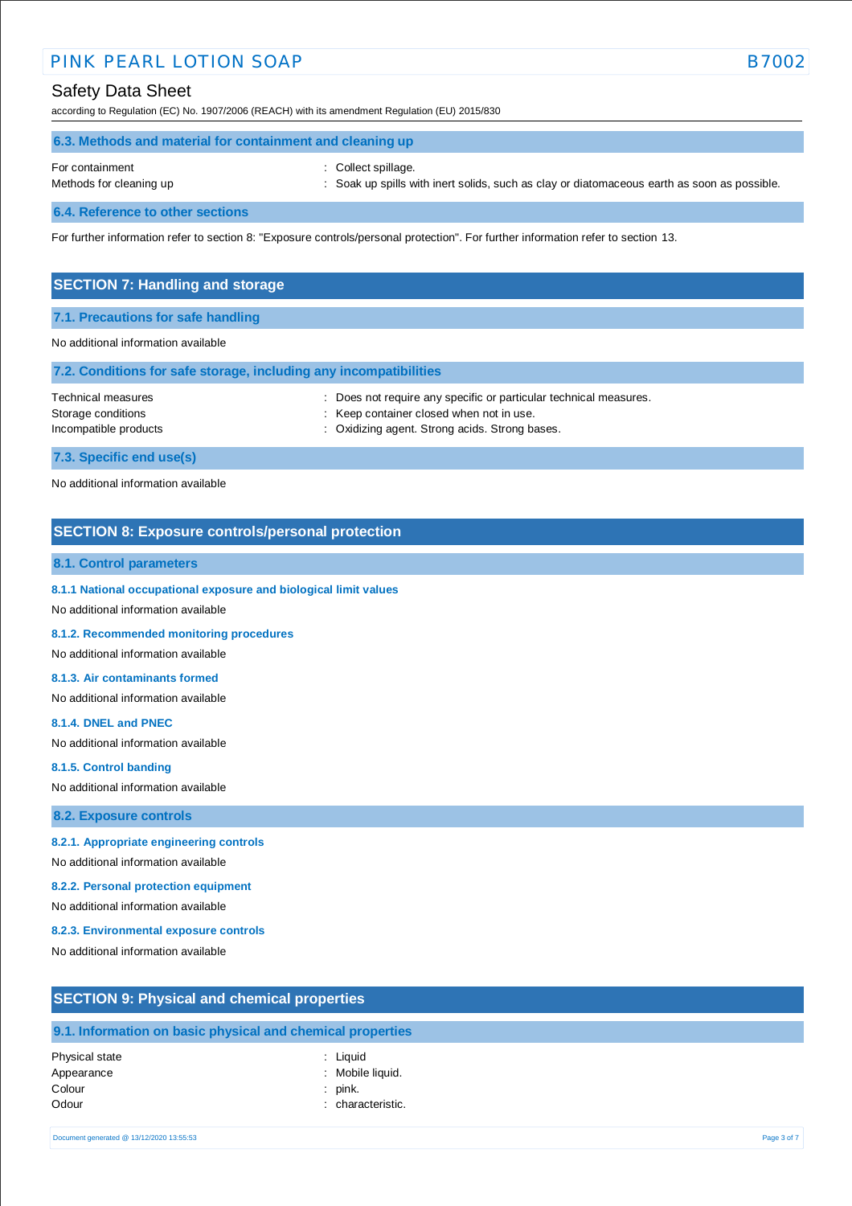### 6.3. Methods and material for containment and cleaning up

For containment : Collect spillage.

Methods for cleaning up : Soak up spills with inert solids, such as clay or diatomaceous earth as soon as possible.

### 6.4. Reference to other sections

For further information refer to section 8: "Exposure controls/personal protection". For further information refer to section 13.

## SECTION 7: Handling and storage

### 7.1. Precautions for safe handling

No additional information available

### 7.2. Conditions for safe storage, including any incompatibilities

Technical measures : Does not require any specific or particular technical measures.

Storage conditions : Keep container closed when not in use.

Incompatible products : Oxidizing agent. Strong acids. Strong bases.

### 7.3. Specific end use(s)

No additional information available

## SECTION 8: Exposure controls/personal protection

### 8.1. Control parameters

#### 8.1.1 National occupational exposure and biological limit values

No additional information available

#### 8.1.2. Recommended monitoring procedures

No additional information available

#### 8.1.3. Air contaminants formed

No additional information available

#### 8.1.4. DNEL and PNEC

No additional information available

#### 8.1.5. Control banding

No additional information available

### 8.2. Exposure controls

#### 8.2.1. Appropriate engineering controls

No additional information available

#### 8.2.2. Personal protection equipment

No additional information available

#### 8.2.3. Environmental exposure controls

No additional information available

## SECTION 9: Physical and chemical properties

### 9.1. Information on basic physical and chemical properties

Physical state : Liquid

Appearance : Mobile liquid.

Colour : pink.

Odour : characteristic.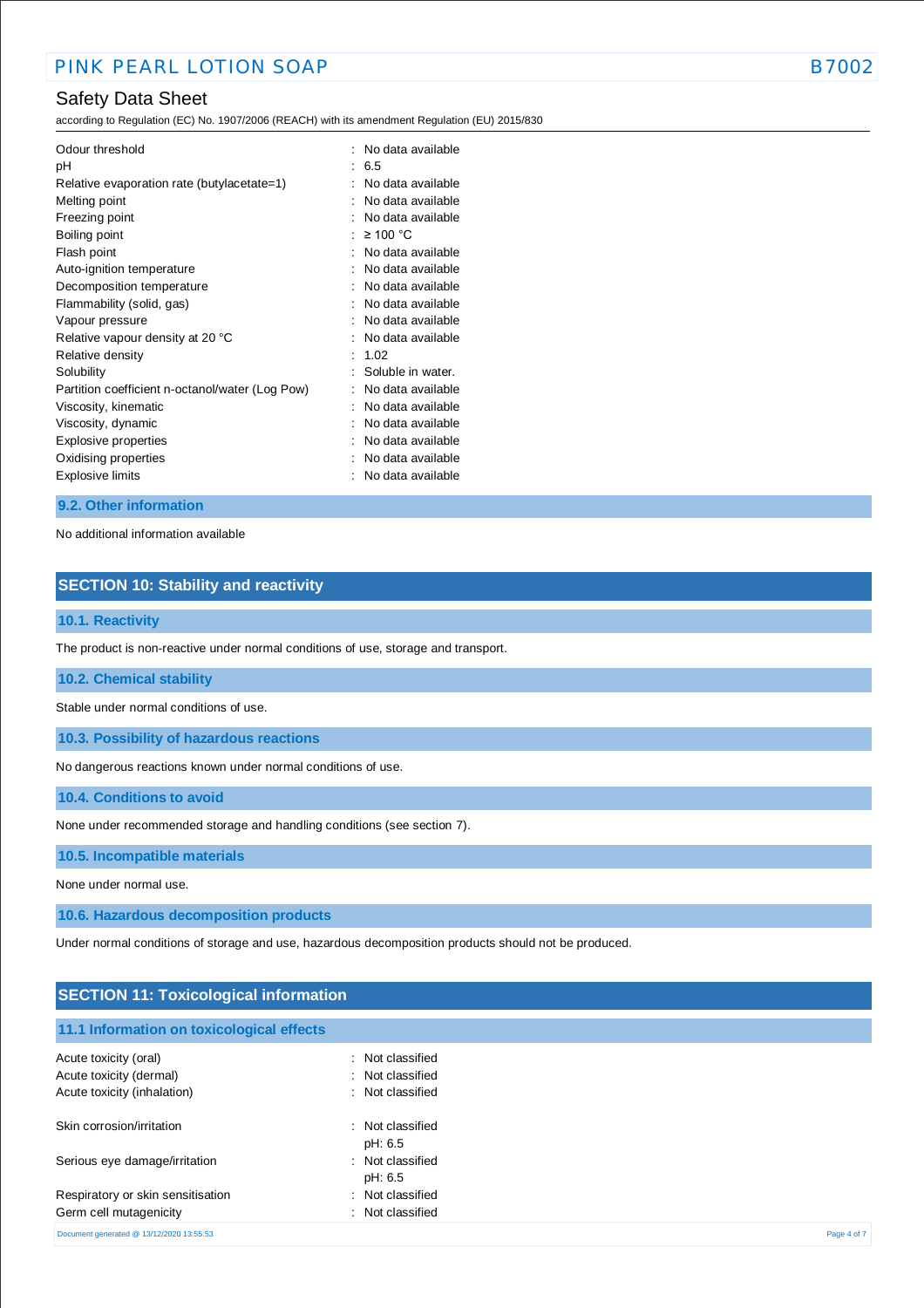| | | |
|---|---|---|
| Odour threshold | : | No data available |
| pH | : | 6.5 |
| Relative evaporation rate (butylacetate=1) | : | No data available |
| Melting point | : | No data available |
| Freezing point | : | No data available |
| Boiling point | : | ≥ 100 °C |
| Flash point | : | No data available |
| Auto-ignition temperature | : | No data available |
| Decomposition temperature | : | No data available |
| Flammability (solid, gas) | : | No data available |
| Vapour pressure | : | No data available |
| Relative vapour density at 20 °C | : | No data available |
| Relative density | : | 1.02 |
| Solubility | : | Soluble in water. |
| Partition coefficient n-octanol/water (Log Pow) | : | No data available |
| Viscosity, kinematic | : | No data available |
| Viscosity, dynamic | : | No data available |
| Explosive properties | : | No data available |
| Oxidising properties | : | No data available |
| Explosive limits | : | No data available |

### 9.2. Other information

No additional information available

## SECTION 10: Stability and reactivity

### 10.1. Reactivity

The product is non-reactive under normal conditions of use, storage and transport.

### 10.2. Chemical stability

Stable under normal conditions of use.

### 10.3. Possibility of hazardous reactions

No dangerous reactions known under normal conditions of use.

### 10.4. Conditions to avoid

None under recommended storage and handling conditions (see section 7).

### 10.5. Incompatible materials

None under normal use.

### 10.6. Hazardous decomposition products

Under normal conditions of storage and use, hazardous decomposition products should not be produced.

## SECTION 11: Toxicological information

### 11.1 Information on toxicological effects

| | | |
|---|---|---|
| Acute toxicity (oral) | : | Not classified |
| Acute toxicity (dermal) | : | Not classified |
| Acute toxicity (inhalation) | : | Not classified |
| Skin corrosion/irritation | : | Not classified<br>pH: 6.5 |
| Serious eye damage/irritation | : | Not classified<br>pH: 6.5 |
| Respiratory or skin sensitisation | : | Not classified |
| Germ cell mutagenicity | : | Not classified |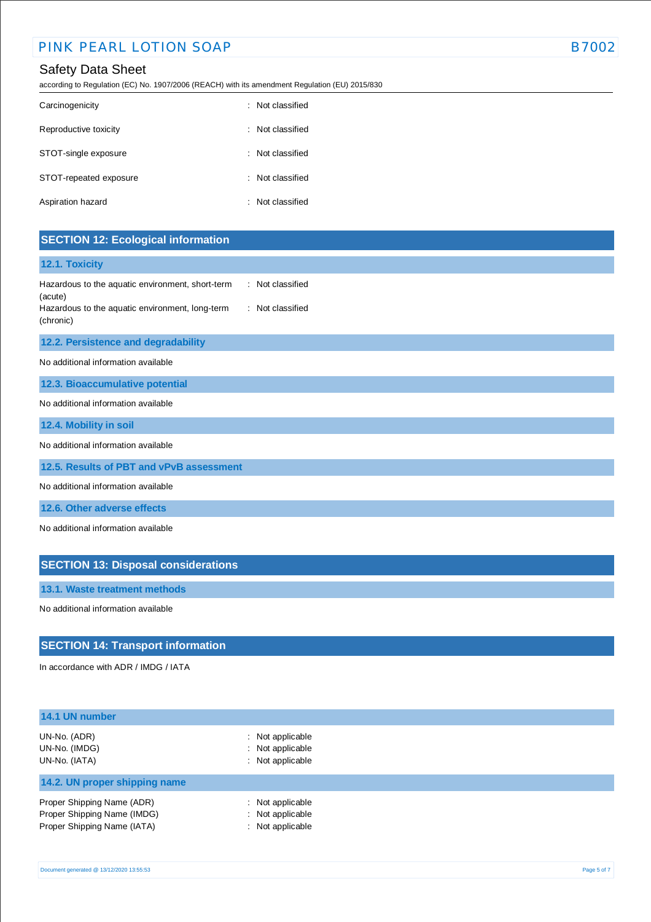| | |
|---|---|
| Carcinogenicity | : Not classified |
| Reproductive toxicity | : Not classified |
| STOT-single exposure | : Not classified |
| STOT-repeated exposure | : Not classified |
| Aspiration hazard | : Not classified |

## SECTION 12: Ecological information

### 12.1. Toxicity

| | |
|---|---|
| Hazardous to the aquatic environment, short-term (acute) | : Not classified |
| Hazardous to the aquatic environment, long-term (chronic) | : Not classified |

### 12.2. Persistence and degradability

No additional information available

### 12.3. Bioaccumulative potential

No additional information available

### 12.4. Mobility in soil

No additional information available

### 12.5. Results of PBT and vPvB assessment

No additional information available

### 12.6. Other adverse effects

No additional information available

## SECTION 13: Disposal considerations

### 13.1. Waste treatment methods

No additional information available

## SECTION 14: Transport information

In accordance with ADR / IMDG / IATA

### 14.1 UN number

| | |
|---|---|
| UN-No. (ADR) | : Not applicable |
| UN-No. (IMDG) | : Not applicable |
| UN-No. (IATA) | : Not applicable |

### 14.2. UN proper shipping name

| | |
|---|---|
| Proper Shipping Name (ADR) | : Not applicable |
| Proper Shipping Name (IMDG) | : Not applicable |
| Proper Shipping Name (IATA) | : Not applicable |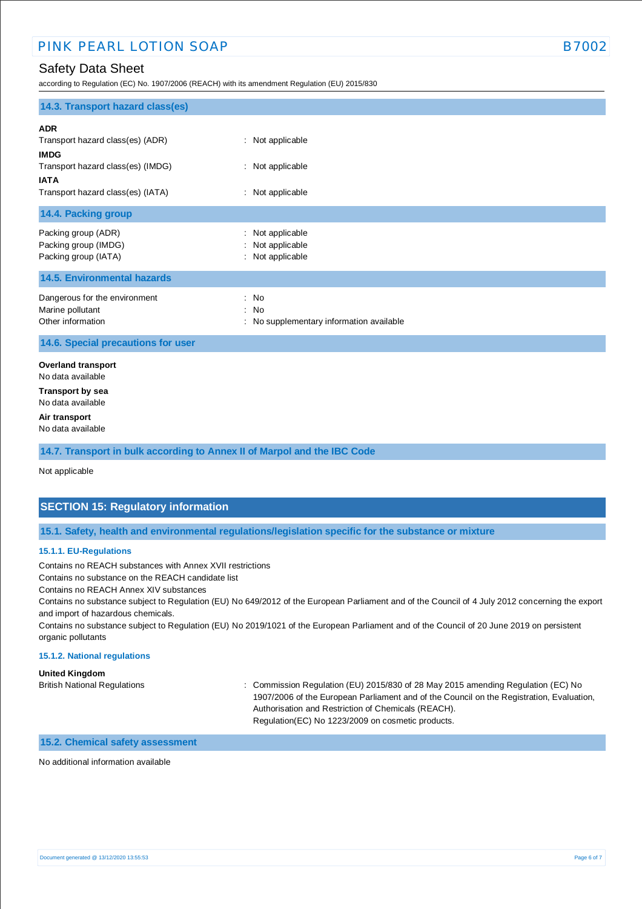### 14.3. Transport hazard class(es)

**ADR**

Transport hazard class(es) (ADR) : Not applicable

**IMDG**

Transport hazard class(es) (IMDG) : Not applicable

**IATA**

Transport hazard class(es) (IATA) : Not applicable

### 14.4. Packing group

Packing group (ADR) : Not applicable
Packing group (IMDG) : Not applicable
Packing group (IATA) : Not applicable

### 14.5. Environmental hazards

Dangerous for the environment : No
Marine pollutant : No
Other information : No supplementary information available

### 14.6. Special precautions for user

**Overland transport**

No data available

**Transport by sea**

No data available

**Air transport**

No data available

### 14.7. Transport in bulk according to Annex II of Marpol and the IBC Code

Not applicable

## SECTION 15: Regulatory information

### 15.1. Safety, health and environmental regulations/legislation specific for the substance or mixture

#### 15.1.1. EU-Regulations

Contains no REACH substances with Annex XVII restrictions
Contains no substance on the REACH candidate list
Contains no REACH Annex XIV substances
Contains no substance subject to Regulation (EU) No 649/2012 of the European Parliament and of the Council of 4 July 2012 concerning the export and import of hazardous chemicals.
Contains no substance subject to Regulation (EU) No 2019/1021 of the European Parliament and of the Council of 20 June 2019 on persistent organic pollutants

#### 15.1.2. National regulations

**United Kingdom**

British National Regulations : Commission Regulation (EU) 2015/830 of 28 May 2015 amending Regulation (EC) No 1907/2006 of the European Parliament and of the Council on the Registration, Evaluation, Authorisation and Restriction of Chemicals (REACH).
Regulation(EC) No 1223/2009 on cosmetic products.

### 15.2. Chemical safety assessment

No additional information available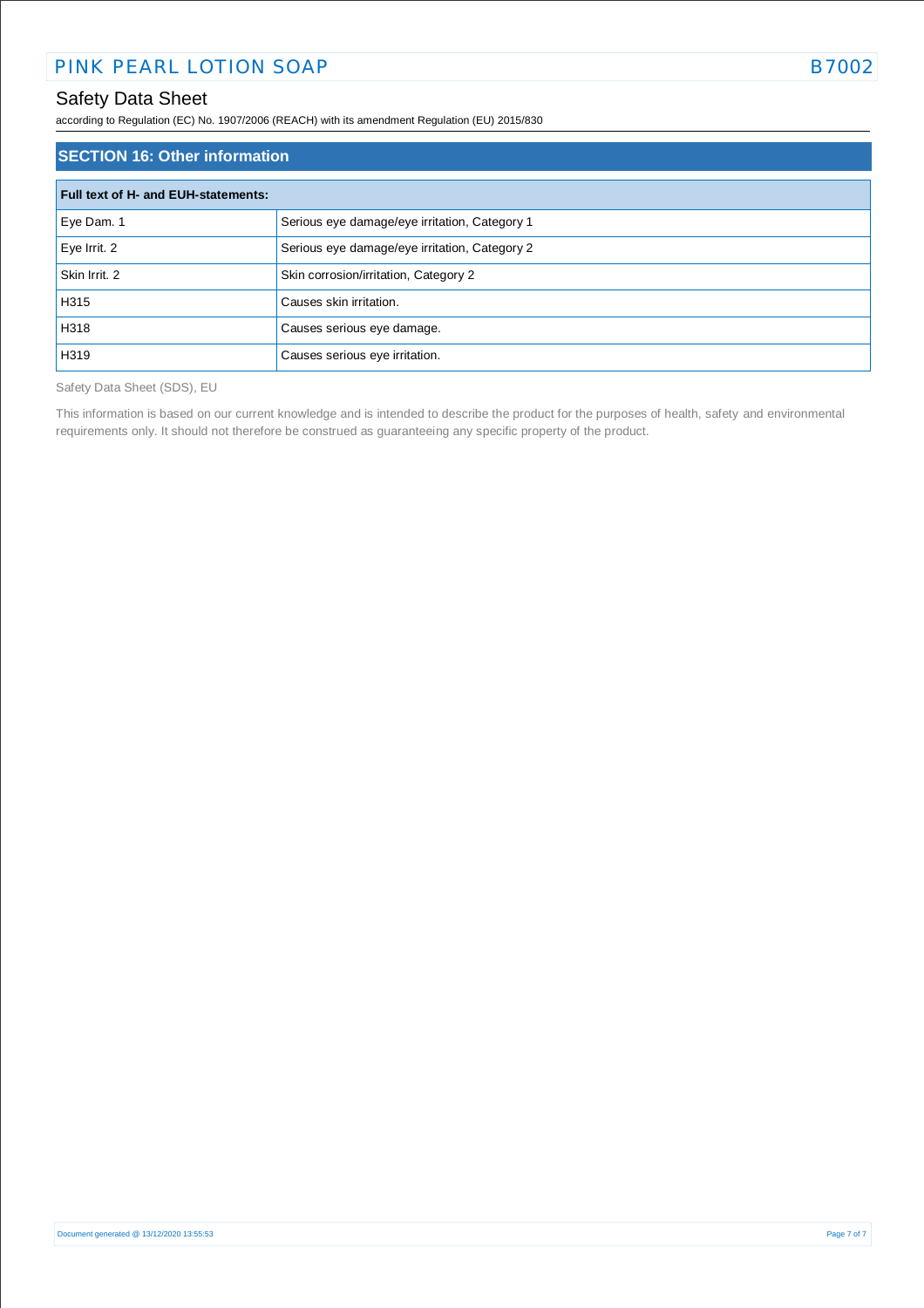## SECTION 16: Other information

| Full text of H- and EUH-statements: | |
|---|---|
| Eye Dam. 1 | Serious eye damage/eye irritation, Category 1 |
| Eye Irrit. 2 | Serious eye damage/eye irritation, Category 2 |
| Skin Irrit. 2 | Skin corrosion/irritation, Category 2 |
| H315 | Causes skin irritation. |
| H318 | Causes serious eye damage. |
| H319 | Causes serious eye irritation. |

Safety Data Sheet (SDS), EU

This information is based on our current knowledge and is intended to describe the product for the purposes of health, safety and environmental requirements only. It should not therefore be construed as guaranteeing any specific property of the product.